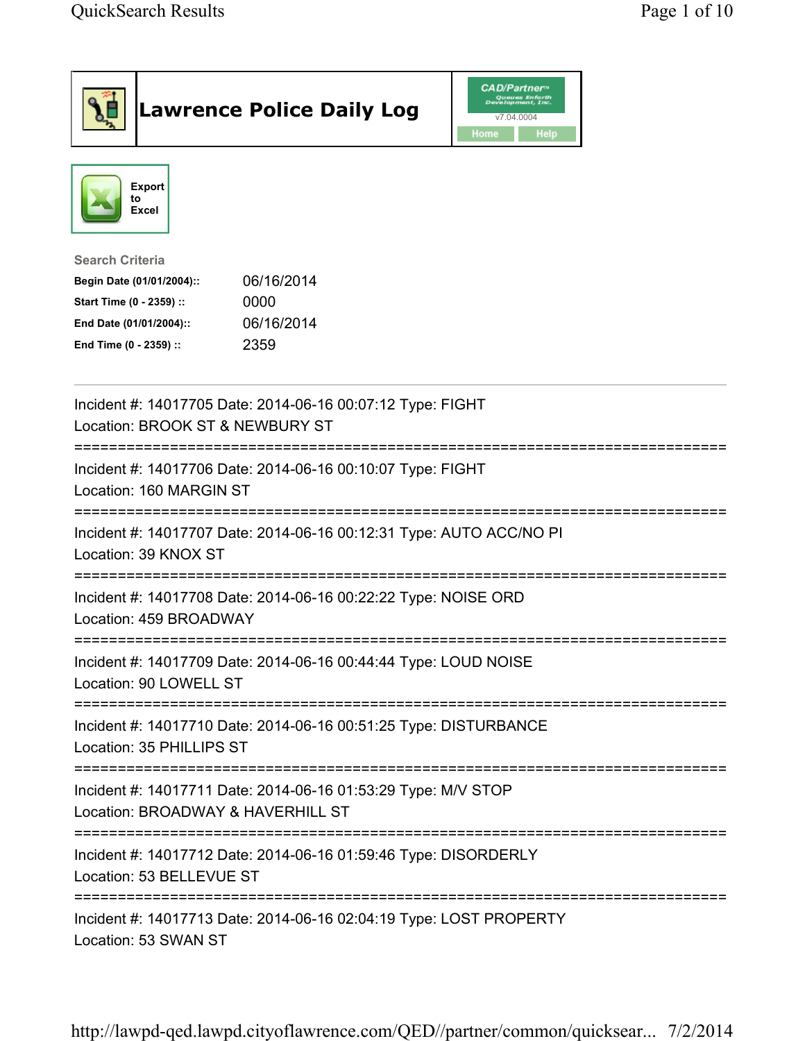# Lawrence Police Daily Log

CAD/Partner™ v7.04.0004

Home Help

Export to Excel

**Search Criteria**

| | |
|---|---|
| **Begin Date (01/01/2004)::** | 06/16/2014 |
| **Start Time (0 - 2359) ::** | 0000 |
| **End Date (01/01/2004)::** | 06/16/2014 |
| **End Time (0 - 2359) ::** | 2359 |

---

Incident #: 14017705 Date: 2014-06-16 00:07:12 Type: FIGHT
Location: BROOK ST & NEWBURY ST

===========================================================================

Incident #: 14017706 Date: 2014-06-16 00:10:07 Type: FIGHT
Location: 160 MARGIN ST

===========================================================================

Incident #: 14017707 Date: 2014-06-16 00:12:31 Type: AUTO ACC/NO PI
Location: 39 KNOX ST

===========================================================================

Incident #: 14017708 Date: 2014-06-16 00:22:22 Type: NOISE ORD
Location: 459 BROADWAY

===========================================================================

Incident #: 14017709 Date: 2014-06-16 00:44:44 Type: LOUD NOISE
Location: 90 LOWELL ST

===========================================================================

Incident #: 14017710 Date: 2014-06-16 00:51:25 Type: DISTURBANCE
Location: 35 PHILLIPS ST

===========================================================================

Incident #: 14017711 Date: 2014-06-16 01:53:29 Type: M/V STOP
Location: BROADWAY & HAVERHILL ST

===========================================================================

Incident #: 14017712 Date: 2014-06-16 01:59:46 Type: DISORDERLY
Location: 53 BELLEVUE ST

===========================================================================

Incident #: 14017713 Date: 2014-06-16 02:04:19 Type: LOST PROPERTY
Location: 53 SWAN ST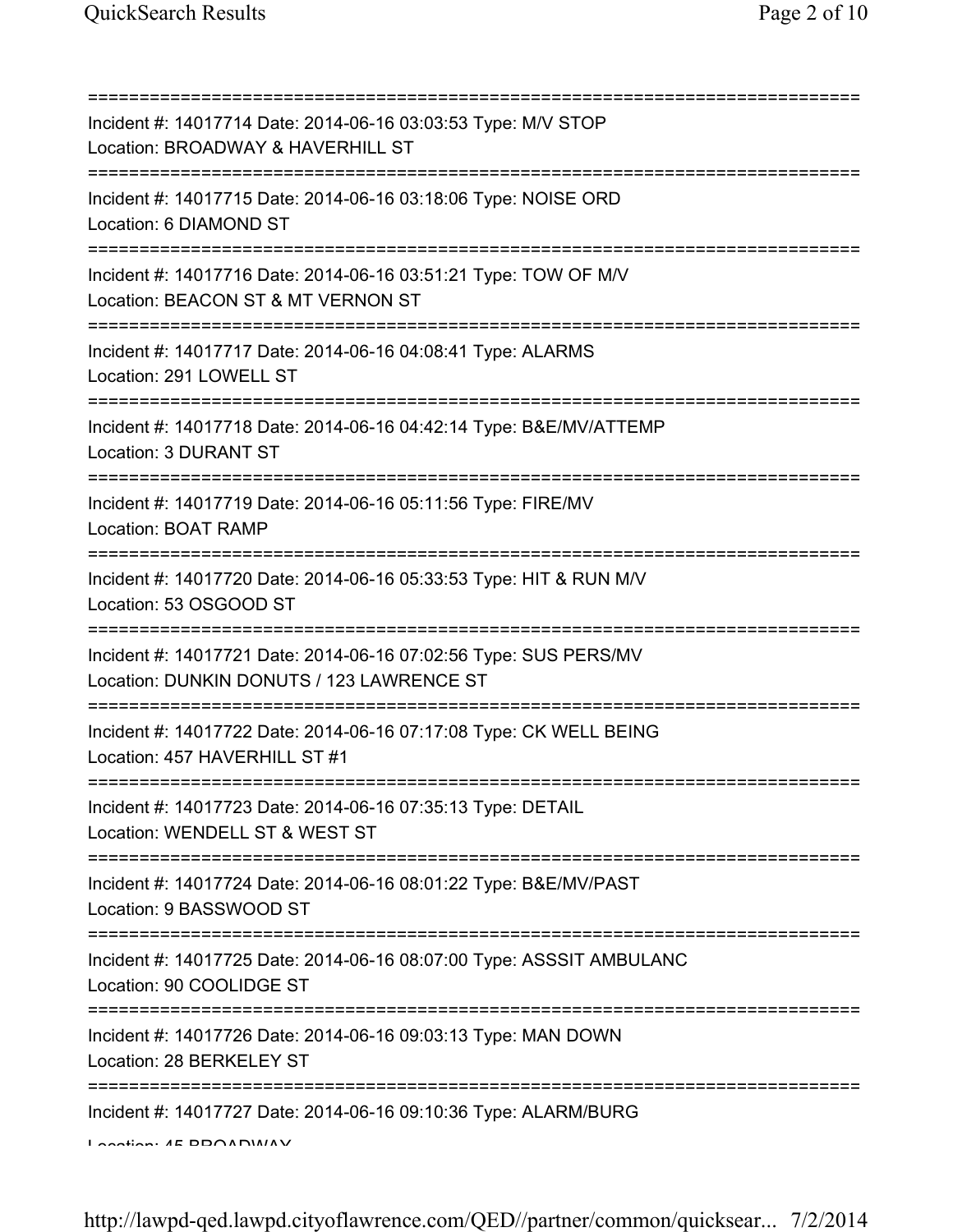===========================================================================
Incident #: 14017714 Date: 2014-06-16 03:03:53 Type: M/V STOP
Location: BROADWAY & HAVERHILL ST
===========================================================================
Incident #: 14017715 Date: 2014-06-16 03:18:06 Type: NOISE ORD
Location: 6 DIAMOND ST
===========================================================================
Incident #: 14017716 Date: 2014-06-16 03:51:21 Type: TOW OF M/V
Location: BEACON ST & MT VERNON ST
===========================================================================
Incident #: 14017717 Date: 2014-06-16 04:08:41 Type: ALARMS
Location: 291 LOWELL ST
===========================================================================
Incident #: 14017718 Date: 2014-06-16 04:42:14 Type: B&E/MV/ATTEMP
Location: 3 DURANT ST
===========================================================================
Incident #: 14017719 Date: 2014-06-16 05:11:56 Type: FIRE/MV
Location: BOAT RAMP
===========================================================================
Incident #: 14017720 Date: 2014-06-16 05:33:53 Type: HIT & RUN M/V
Location: 53 OSGOOD ST
===========================================================================
Incident #: 14017721 Date: 2014-06-16 07:02:56 Type: SUS PERS/MV
Location: DUNKIN DONUTS / 123 LAWRENCE ST
===========================================================================
Incident #: 14017722 Date: 2014-06-16 07:17:08 Type: CK WELL BEING
Location: 457 HAVERHILL ST #1
===========================================================================
Incident #: 14017723 Date: 2014-06-16 07:35:13 Type: DETAIL
Location: WENDELL ST & WEST ST
===========================================================================
Incident #: 14017724 Date: 2014-06-16 08:01:22 Type: B&E/MV/PAST
Location: 9 BASSWOOD ST
===========================================================================
Incident #: 14017725 Date: 2014-06-16 08:07:00 Type: ASSSIT AMBULANC
Location: 90 COOLIDGE ST
===========================================================================
Incident #: 14017726 Date: 2014-06-16 09:03:13 Type: MAN DOWN
Location: 28 BERKELEY ST
===========================================================================
Incident #: 14017727 Date: 2014-06-16 09:10:36 Type: ALARM/BURG
Location: 45 BROADWAY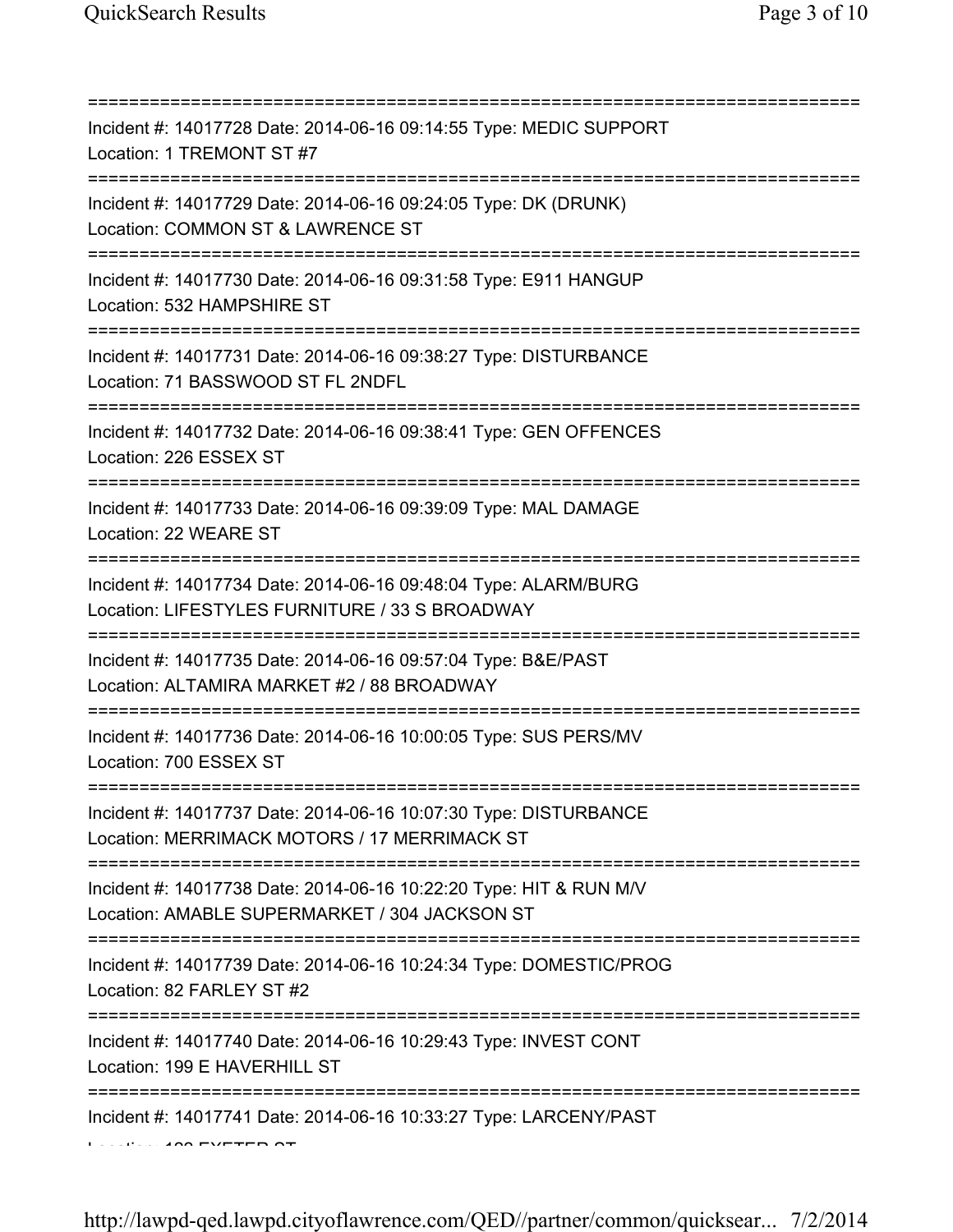===========================================================================
Incident #: 14017728 Date: 2014-06-16 09:14:55 Type: MEDIC SUPPORT
Location: 1 TREMONT ST #7
===========================================================================
Incident #: 14017729 Date: 2014-06-16 09:24:05 Type: DK (DRUNK)
Location: COMMON ST & LAWRENCE ST
===========================================================================
Incident #: 14017730 Date: 2014-06-16 09:31:58 Type: E911 HANGUP
Location: 532 HAMPSHIRE ST
===========================================================================
Incident #: 14017731 Date: 2014-06-16 09:38:27 Type: DISTURBANCE
Location: 71 BASSWOOD ST FL 2NDFL
===========================================================================
Incident #: 14017732 Date: 2014-06-16 09:38:41 Type: GEN OFFENCES
Location: 226 ESSEX ST
===========================================================================
Incident #: 14017733 Date: 2014-06-16 09:39:09 Type: MAL DAMAGE
Location: 22 WEARE ST
===========================================================================
Incident #: 14017734 Date: 2014-06-16 09:48:04 Type: ALARM/BURG
Location: LIFESTYLES FURNITURE / 33 S BROADWAY
===========================================================================
Incident #: 14017735 Date: 2014-06-16 09:57:04 Type: B&E/PAST
Location: ALTAMIRA MARKET #2 / 88 BROADWAY
===========================================================================
Incident #: 14017736 Date: 2014-06-16 10:00:05 Type: SUS PERS/MV
Location: 700 ESSEX ST
===========================================================================
Incident #: 14017737 Date: 2014-06-16 10:07:30 Type: DISTURBANCE
Location: MERRIMACK MOTORS / 17 MERRIMACK ST
===========================================================================
Incident #: 14017738 Date: 2014-06-16 10:22:20 Type: HIT & RUN M/V
Location: AMABLE SUPERMARKET / 304 JACKSON ST
===========================================================================
Incident #: 14017739 Date: 2014-06-16 10:24:34 Type: DOMESTIC/PROG
Location: 82 FARLEY ST #2
===========================================================================
Incident #: 14017740 Date: 2014-06-16 10:29:43 Type: INVEST CONT
Location: 199 E HAVERHILL ST
===========================================================================
Incident #: 14017741 Date: 2014-06-16 10:33:27 Type: LARCENY/PAST
Location: 182 EXETER ST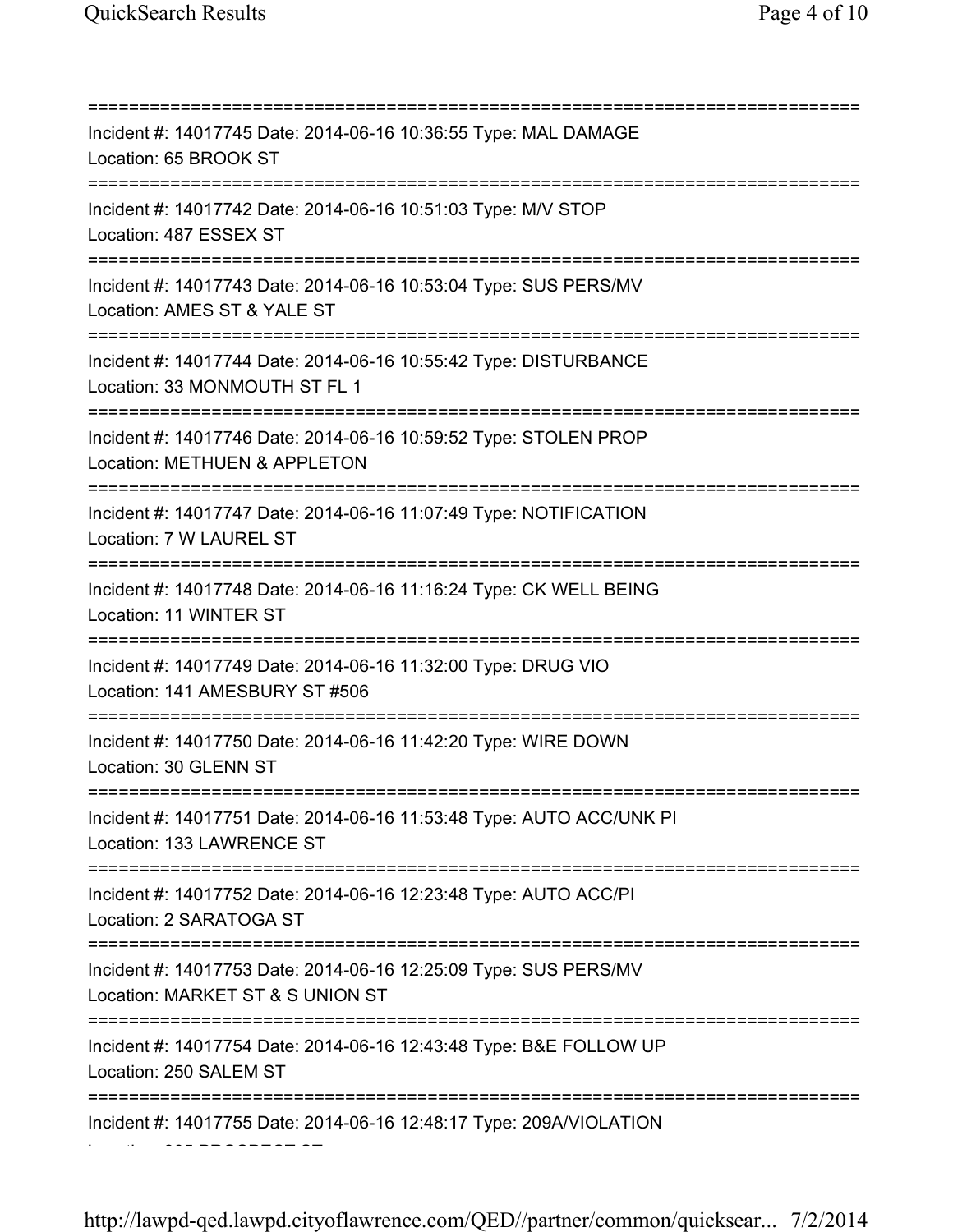===========================================================================

Incident #: 14017745 Date: 2014-06-16 10:36:55 Type: MAL DAMAGE
Location: 65 BROOK ST

===========================================================================

Incident #: 14017742 Date: 2014-06-16 10:51:03 Type: M/V STOP
Location: 487 ESSEX ST

===========================================================================

Incident #: 14017743 Date: 2014-06-16 10:53:04 Type: SUS PERS/MV
Location: AMES ST & YALE ST

===========================================================================

Incident #: 14017744 Date: 2014-06-16 10:55:42 Type: DISTURBANCE
Location: 33 MONMOUTH ST FL 1

===========================================================================

Incident #: 14017746 Date: 2014-06-16 10:59:52 Type: STOLEN PROP
Location: METHUEN & APPLETON

===========================================================================

Incident #: 14017747 Date: 2014-06-16 11:07:49 Type: NOTIFICATION
Location: 7 W LAUREL ST

===========================================================================

Incident #: 14017748 Date: 2014-06-16 11:16:24 Type: CK WELL BEING
Location: 11 WINTER ST

===========================================================================

Incident #: 14017749 Date: 2014-06-16 11:32:00 Type: DRUG VIO
Location: 141 AMESBURY ST #506

===========================================================================

Incident #: 14017750 Date: 2014-06-16 11:42:20 Type: WIRE DOWN
Location: 30 GLENN ST

===========================================================================

Incident #: 14017751 Date: 2014-06-16 11:53:48 Type: AUTO ACC/UNK PI
Location: 133 LAWRENCE ST

===========================================================================

Incident #: 14017752 Date: 2014-06-16 12:23:48 Type: AUTO ACC/PI
Location: 2 SARATOGA ST

===========================================================================

Incident #: 14017753 Date: 2014-06-16 12:25:09 Type: SUS PERS/MV
Location: MARKET ST & S UNION ST

===========================================================================

Incident #: 14017754 Date: 2014-06-16 12:43:48 Type: B&E FOLLOW UP
Location: 250 SALEM ST

===========================================================================

Incident #: 14017755 Date: 2014-06-16 12:48:17 Type: 209A/VIOLATION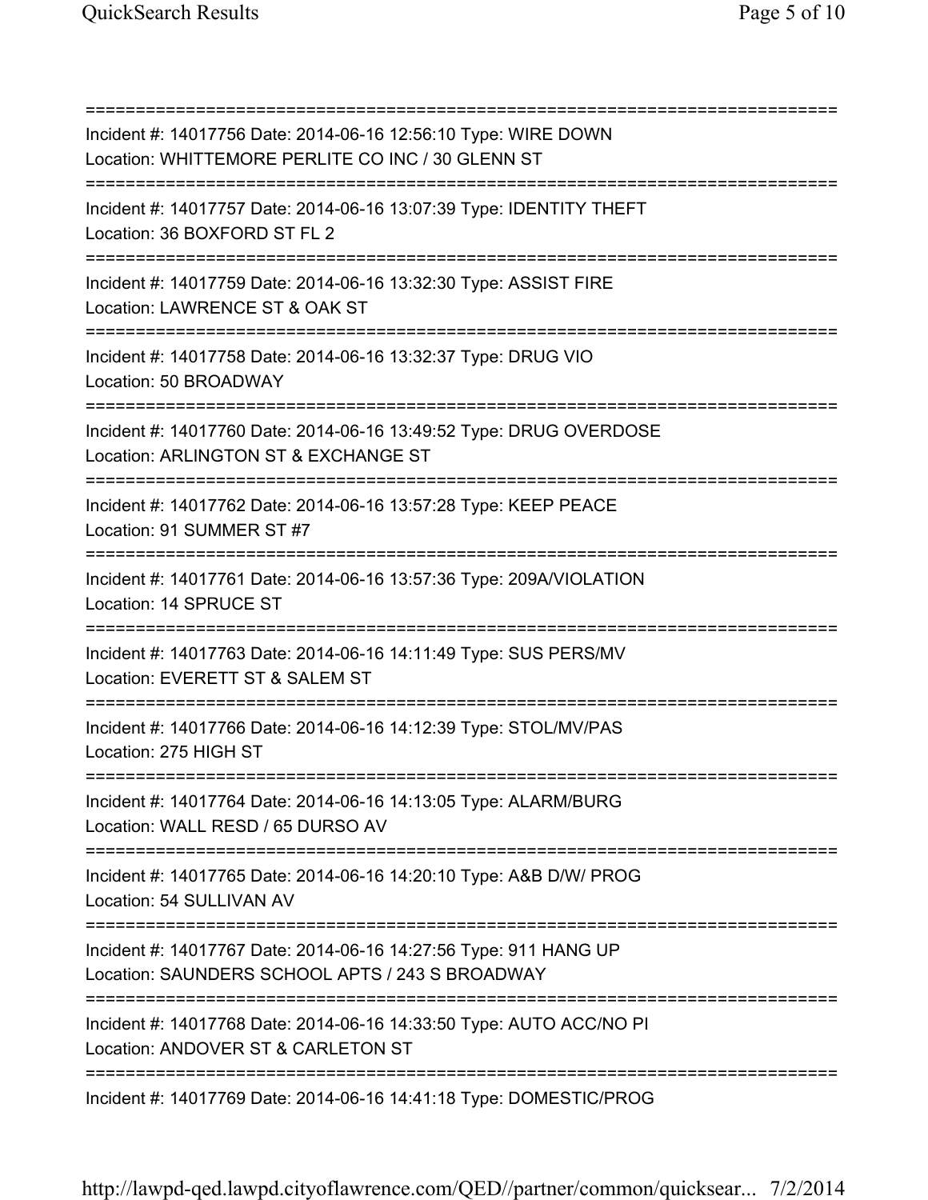===========================================================================
Incident #: 14017756 Date: 2014-06-16 12:56:10 Type: WIRE DOWN
Location: WHITTEMORE PERLITE CO INC / 30 GLENN ST
===========================================================================
Incident #: 14017757 Date: 2014-06-16 13:07:39 Type: IDENTITY THEFT
Location: 36 BOXFORD ST FL 2
===========================================================================
Incident #: 14017759 Date: 2014-06-16 13:32:30 Type: ASSIST FIRE
Location: LAWRENCE ST & OAK ST
===========================================================================
Incident #: 14017758 Date: 2014-06-16 13:32:37 Type: DRUG VIO
Location: 50 BROADWAY
===========================================================================
Incident #: 14017760 Date: 2014-06-16 13:49:52 Type: DRUG OVERDOSE
Location: ARLINGTON ST & EXCHANGE ST
===========================================================================
Incident #: 14017762 Date: 2014-06-16 13:57:28 Type: KEEP PEACE
Location: 91 SUMMER ST #7
===========================================================================
Incident #: 14017761 Date: 2014-06-16 13:57:36 Type: 209A/VIOLATION
Location: 14 SPRUCE ST
===========================================================================
Incident #: 14017763 Date: 2014-06-16 14:11:49 Type: SUS PERS/MV
Location: EVERETT ST & SALEM ST
===========================================================================
Incident #: 14017766 Date: 2014-06-16 14:12:39 Type: STOL/MV/PAS
Location: 275 HIGH ST
===========================================================================
Incident #: 14017764 Date: 2014-06-16 14:13:05 Type: ALARM/BURG
Location: WALL RESD / 65 DURSO AV
===========================================================================
Incident #: 14017765 Date: 2014-06-16 14:20:10 Type: A&B D/W/ PROG
Location: 54 SULLIVAN AV
===========================================================================
Incident #: 14017767 Date: 2014-06-16 14:27:56 Type: 911 HANG UP
Location: SAUNDERS SCHOOL APTS / 243 S BROADWAY
===========================================================================
Incident #: 14017768 Date: 2014-06-16 14:33:50 Type: AUTO ACC/NO PI
Location: ANDOVER ST & CARLETON ST
===========================================================================
Incident #: 14017769 Date: 2014-06-16 14:41:18 Type: DOMESTIC/PROG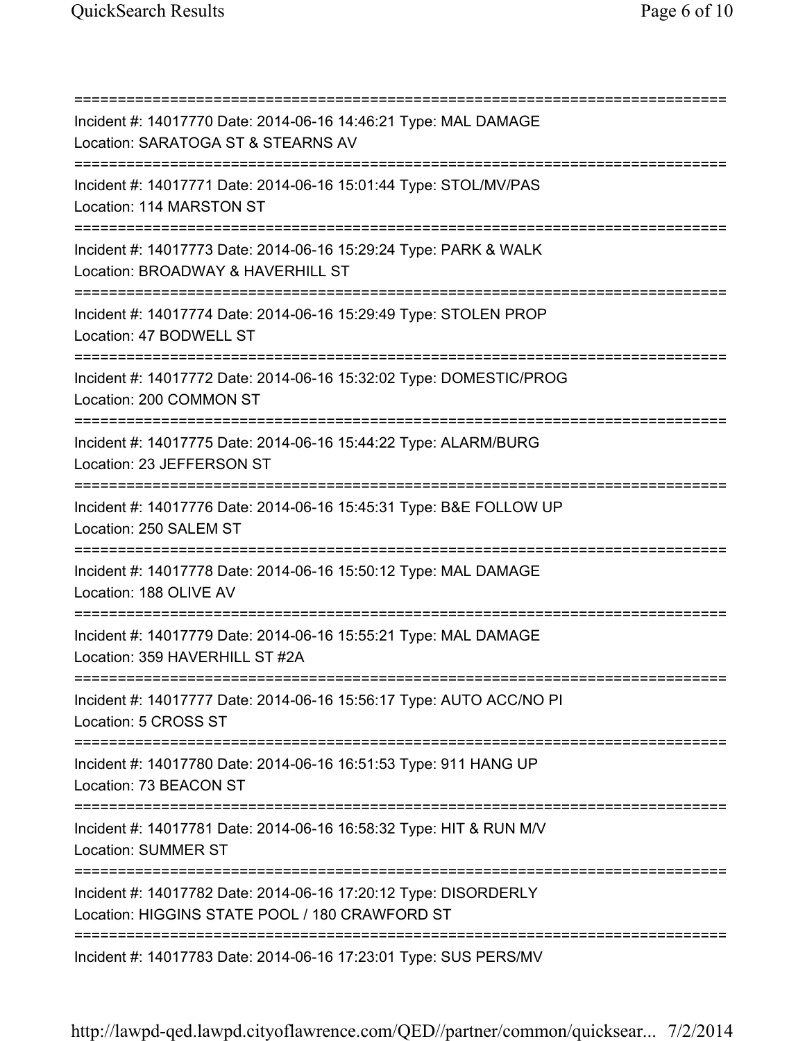===========================================================================

Incident #: 14017770 Date: 2014-06-16 14:46:21 Type: MAL DAMAGE
Location: SARATOGA ST & STEARNS AV

===========================================================================

Incident #: 14017771 Date: 2014-06-16 15:01:44 Type: STOL/MV/PAS
Location: 114 MARSTON ST

===========================================================================

Incident #: 14017773 Date: 2014-06-16 15:29:24 Type: PARK & WALK
Location: BROADWAY & HAVERHILL ST

===========================================================================

Incident #: 14017774 Date: 2014-06-16 15:29:49 Type: STOLEN PROP
Location: 47 BODWELL ST

===========================================================================

Incident #: 14017772 Date: 2014-06-16 15:32:02 Type: DOMESTIC/PROG
Location: 200 COMMON ST

===========================================================================

Incident #: 14017775 Date: 2014-06-16 15:44:22 Type: ALARM/BURG
Location: 23 JEFFERSON ST

===========================================================================

Incident #: 14017776 Date: 2014-06-16 15:45:31 Type: B&E FOLLOW UP
Location: 250 SALEM ST

===========================================================================

Incident #: 14017778 Date: 2014-06-16 15:50:12 Type: MAL DAMAGE
Location: 188 OLIVE AV

===========================================================================

Incident #: 14017779 Date: 2014-06-16 15:55:21 Type: MAL DAMAGE
Location: 359 HAVERHILL ST #2A

===========================================================================

Incident #: 14017777 Date: 2014-06-16 15:56:17 Type: AUTO ACC/NO PI
Location: 5 CROSS ST

===========================================================================

Incident #: 14017780 Date: 2014-06-16 16:51:53 Type: 911 HANG UP
Location: 73 BEACON ST

===========================================================================

Incident #: 14017781 Date: 2014-06-16 16:58:32 Type: HIT & RUN M/V
Location: SUMMER ST

===========================================================================

Incident #: 14017782 Date: 2014-06-16 17:20:12 Type: DISORDERLY
Location: HIGGINS STATE POOL / 180 CRAWFORD ST

===========================================================================

Incident #: 14017783 Date: 2014-06-16 17:23:01 Type: SUS PERS/MV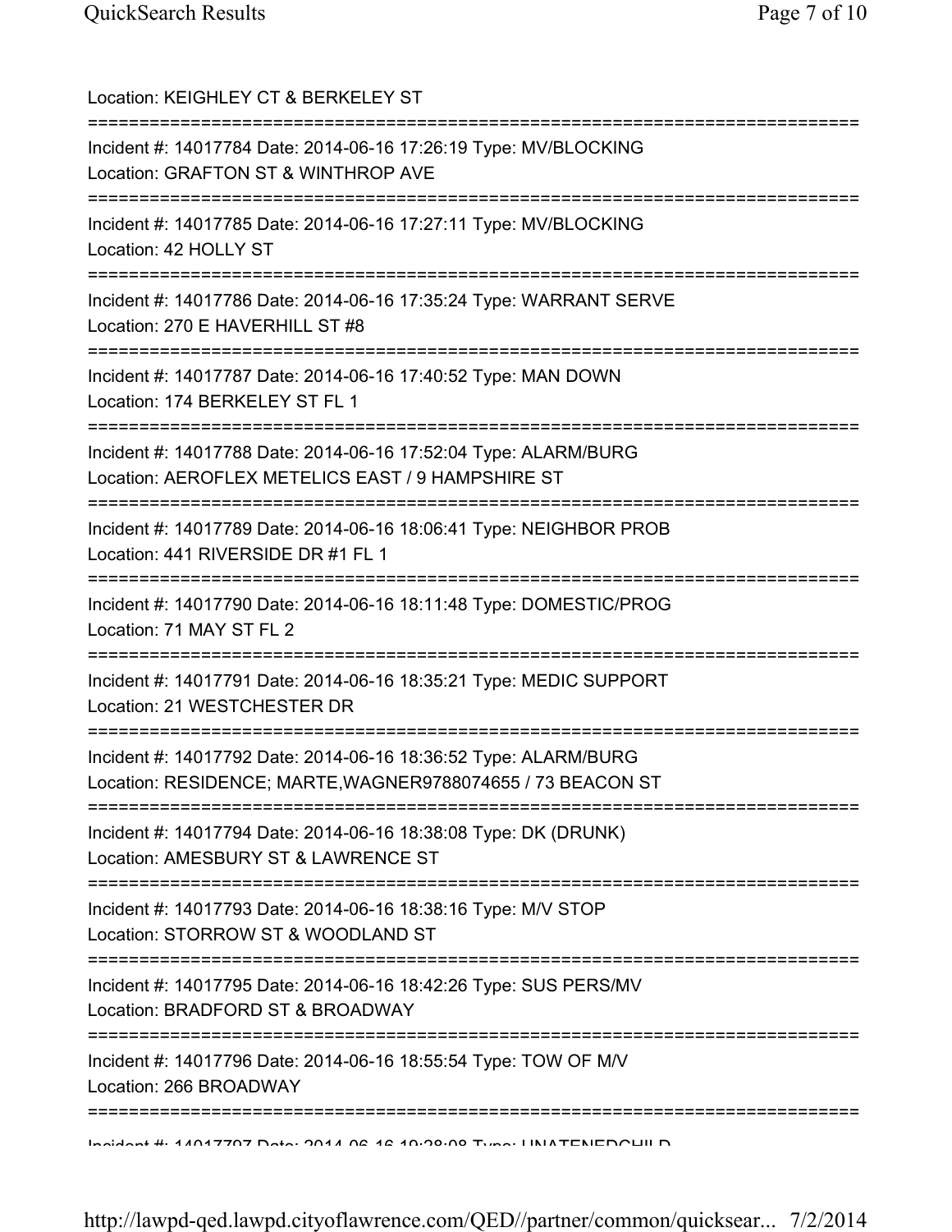Location: KEIGHLEY CT & BERKELEY ST

===========================================================================

Incident #: 14017784 Date: 2014-06-16 17:26:19 Type: MV/BLOCKING
Location: GRAFTON ST & WINTHROP AVE

===========================================================================

Incident #: 14017785 Date: 2014-06-16 17:27:11 Type: MV/BLOCKING
Location: 42 HOLLY ST

===========================================================================

Incident #: 14017786 Date: 2014-06-16 17:35:24 Type: WARRANT SERVE
Location: 270 E HAVERHILL ST #8

===========================================================================

Incident #: 14017787 Date: 2014-06-16 17:40:52 Type: MAN DOWN
Location: 174 BERKELEY ST FL 1

===========================================================================

Incident #: 14017788 Date: 2014-06-16 17:52:04 Type: ALARM/BURG
Location: AEROFLEX METELICS EAST / 9 HAMPSHIRE ST

===========================================================================

Incident #: 14017789 Date: 2014-06-16 18:06:41 Type: NEIGHBOR PROB
Location: 441 RIVERSIDE DR #1 FL 1

===========================================================================

Incident #: 14017790 Date: 2014-06-16 18:11:48 Type: DOMESTIC/PROG
Location: 71 MAY ST FL 2

===========================================================================

Incident #: 14017791 Date: 2014-06-16 18:35:21 Type: MEDIC SUPPORT
Location: 21 WESTCHESTER DR

===========================================================================

Incident #: 14017792 Date: 2014-06-16 18:36:52 Type: ALARM/BURG
Location: RESIDENCE; MARTE,WAGNER9788074655 / 73 BEACON ST

===========================================================================

Incident #: 14017794 Date: 2014-06-16 18:38:08 Type: DK (DRUNK)
Location: AMESBURY ST & LAWRENCE ST

===========================================================================

Incident #: 14017793 Date: 2014-06-16 18:38:16 Type: M/V STOP
Location: STORROW ST & WOODLAND ST

===========================================================================

Incident #: 14017795 Date: 2014-06-16 18:42:26 Type: SUS PERS/MV
Location: BRADFORD ST & BROADWAY

===========================================================================

Incident #: 14017796 Date: 2014-06-16 18:55:54 Type: TOW OF M/V
Location: 266 BROADWAY

===========================================================================

Incident #: 14017797 Date: 2014-06-16 19:28:08 Type: UNATENEDCHILD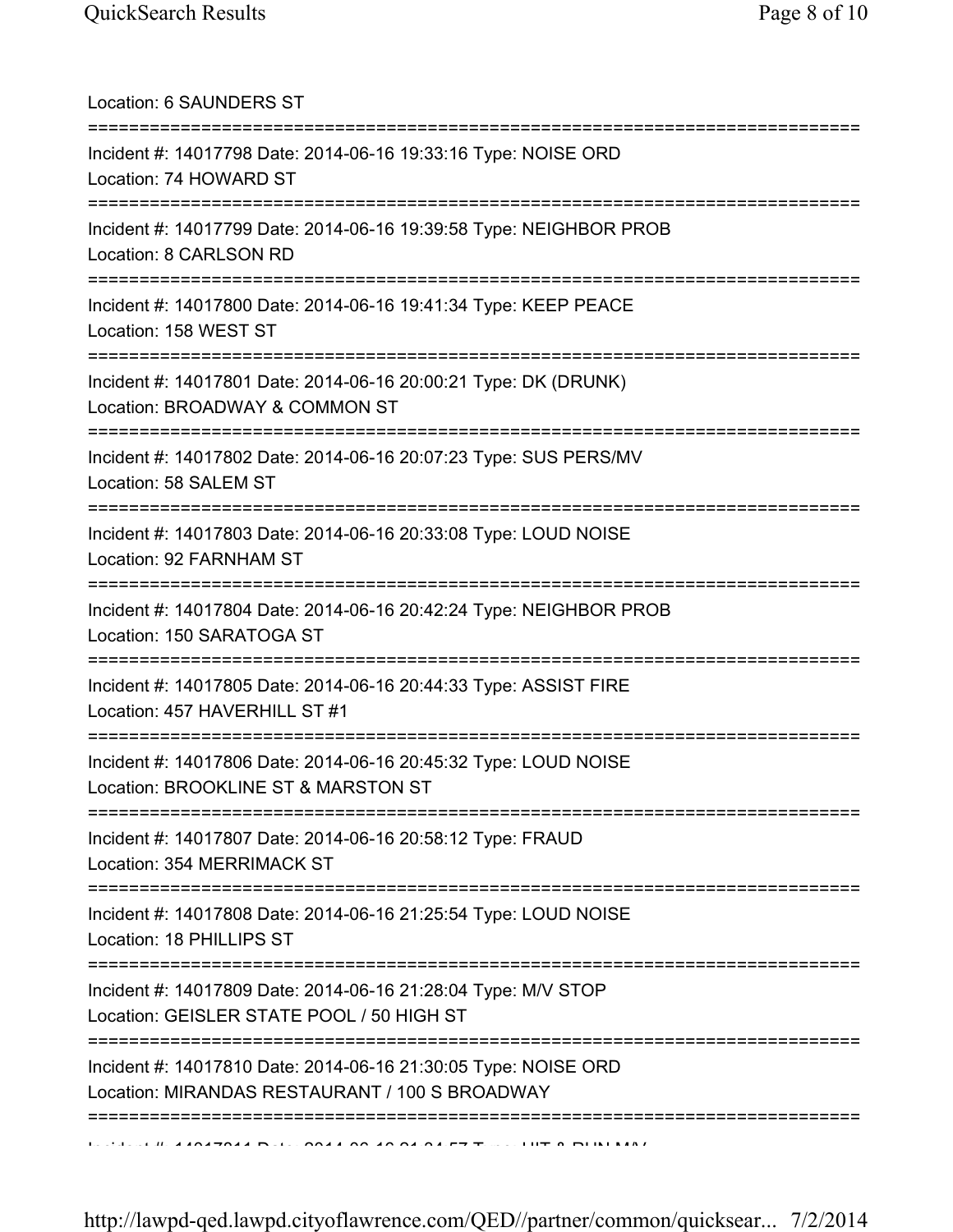Location: 6 SAUNDERS ST

===========================================================================

Incident #: 14017798 Date: 2014-06-16 19:33:16 Type: NOISE ORD
Location: 74 HOWARD ST

===========================================================================

Incident #: 14017799 Date: 2014-06-16 19:39:58 Type: NEIGHBOR PROB
Location: 8 CARLSON RD

===========================================================================

Incident #: 14017800 Date: 2014-06-16 19:41:34 Type: KEEP PEACE
Location: 158 WEST ST

===========================================================================

Incident #: 14017801 Date: 2014-06-16 20:00:21 Type: DK (DRUNK)
Location: BROADWAY & COMMON ST

===========================================================================

Incident #: 14017802 Date: 2014-06-16 20:07:23 Type: SUS PERS/MV
Location: 58 SALEM ST

===========================================================================

Incident #: 14017803 Date: 2014-06-16 20:33:08 Type: LOUD NOISE
Location: 92 FARNHAM ST

===========================================================================

Incident #: 14017804 Date: 2014-06-16 20:42:24 Type: NEIGHBOR PROB
Location: 150 SARATOGA ST

===========================================================================

Incident #: 14017805 Date: 2014-06-16 20:44:33 Type: ASSIST FIRE
Location: 457 HAVERHILL ST #1

===========================================================================

Incident #: 14017806 Date: 2014-06-16 20:45:32 Type: LOUD NOISE
Location: BROOKLINE ST & MARSTON ST

===========================================================================

Incident #: 14017807 Date: 2014-06-16 20:58:12 Type: FRAUD
Location: 354 MERRIMACK ST

===========================================================================

Incident #: 14017808 Date: 2014-06-16 21:25:54 Type: LOUD NOISE
Location: 18 PHILLIPS ST

===========================================================================

Incident #: 14017809 Date: 2014-06-16 21:28:04 Type: M/V STOP
Location: GEISLER STATE POOL / 50 HIGH ST

===========================================================================

Incident #: 14017810 Date: 2014-06-16 21:30:05 Type: NOISE ORD
Location: MIRANDAS RESTAURANT / 100 S BROADWAY

===========================================================================

Incident #: 14017811 Date: 2014-06-16 21:34:57 Type: HIT & RUN M/V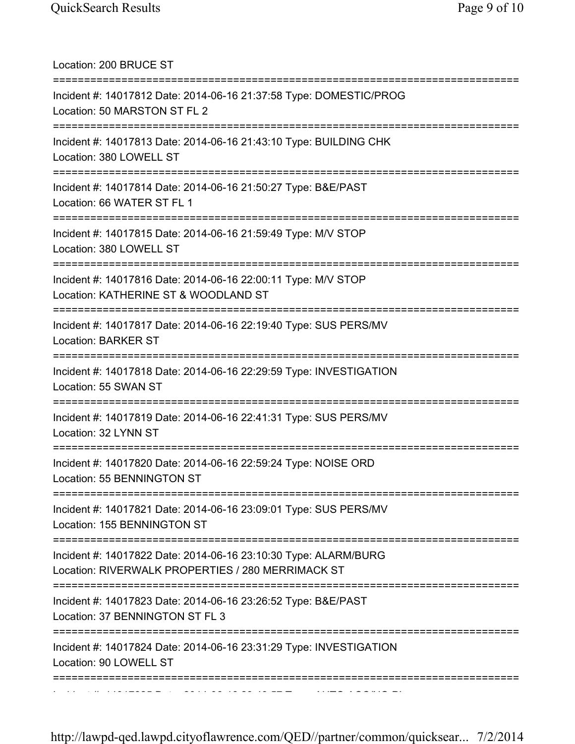Location: 200 BRUCE ST

===========================================================================

Incident #: 14017812 Date: 2014-06-16 21:37:58 Type: DOMESTIC/PROG

Location: 50 MARSTON ST FL 2

===========================================================================

Incident #: 14017813 Date: 2014-06-16 21:43:10 Type: BUILDING CHK

Location: 380 LOWELL ST

===========================================================================

Incident #: 14017814 Date: 2014-06-16 21:50:27 Type: B&E/PAST

Location: 66 WATER ST FL 1

===========================================================================

Incident #: 14017815 Date: 2014-06-16 21:59:49 Type: M/V STOP

Location: 380 LOWELL ST

===========================================================================

Incident #: 14017816 Date: 2014-06-16 22:00:11 Type: M/V STOP

Location: KATHERINE ST & WOODLAND ST

===========================================================================

Incident #: 14017817 Date: 2014-06-16 22:19:40 Type: SUS PERS/MV

Location: BARKER ST

===========================================================================

Incident #: 14017818 Date: 2014-06-16 22:29:59 Type: INVESTIGATION

Location: 55 SWAN ST

===========================================================================

Incident #: 14017819 Date: 2014-06-16 22:41:31 Type: SUS PERS/MV

Location: 32 LYNN ST

===========================================================================

Incident #: 14017820 Date: 2014-06-16 22:59:24 Type: NOISE ORD

Location: 55 BENNINGTON ST

===========================================================================

Incident #: 14017821 Date: 2014-06-16 23:09:01 Type: SUS PERS/MV

Location: 155 BENNINGTON ST

===========================================================================

Incident #: 14017822 Date: 2014-06-16 23:10:30 Type: ALARM/BURG

Location: RIVERWALK PROPERTIES / 280 MERRIMACK ST

===========================================================================

Incident #: 14017823 Date: 2014-06-16 23:26:52 Type: B&E/PAST

Location: 37 BENNINGTON ST FL 3

===========================================================================

Incident #: 14017824 Date: 2014-06-16 23:31:29 Type: INVESTIGATION

Location: 90 LOWELL ST

===========================================================================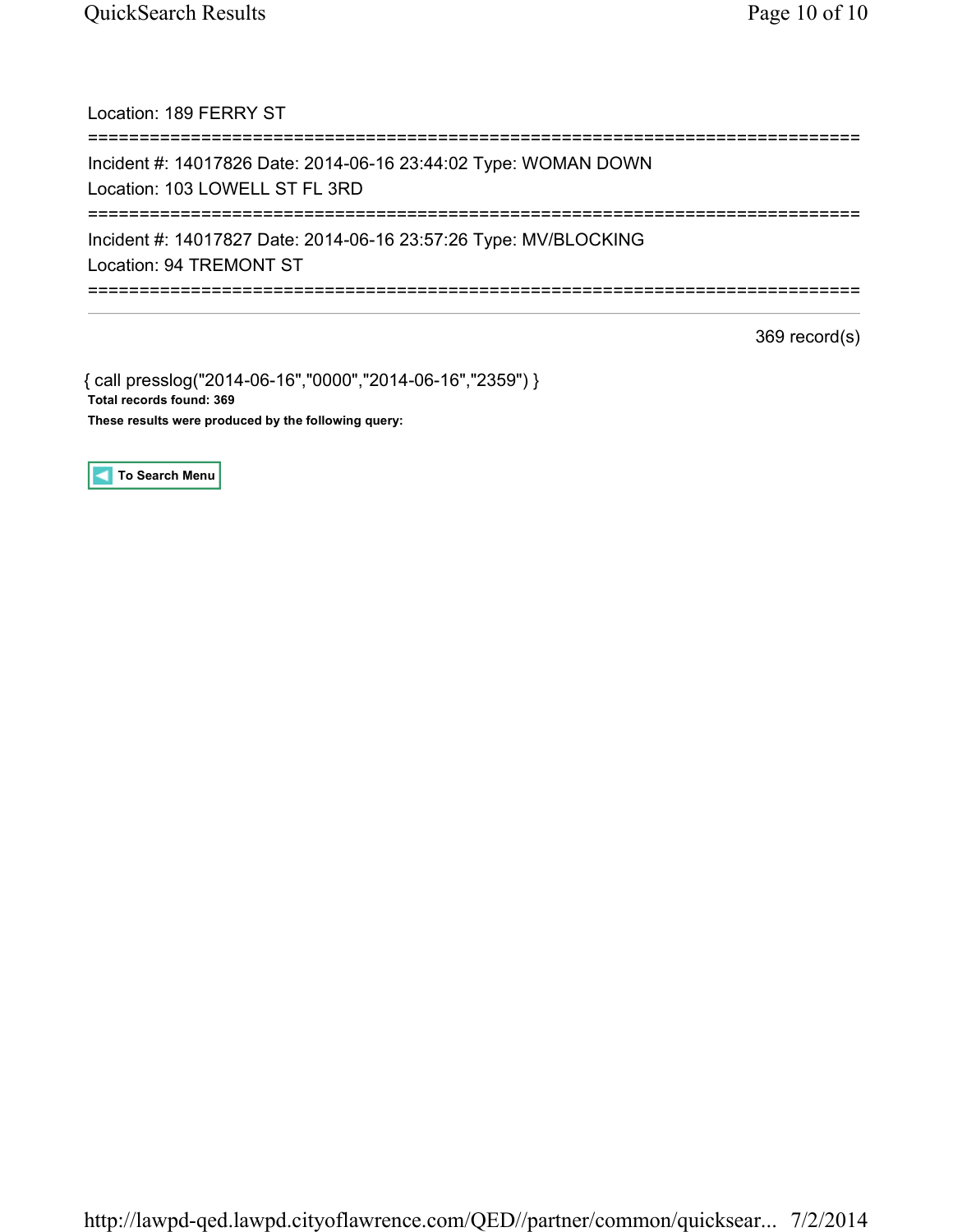Location: 189 FERRY ST

===========================================================================

Incident #: 14017826 Date: 2014-06-16 23:44:02 Type: WOMAN DOWN

Location: 103 LOWELL ST FL 3RD

===========================================================================

Incident #: 14017827 Date: 2014-06-16 23:57:26 Type: MV/BLOCKING

Location: 94 TREMONT ST

===========================================================================

369 record(s)

{ call presslog("2014-06-16","0000","2014-06-16","2359") }

**Total records found: 369**

**These results were produced by the following query:**

To Search Menu